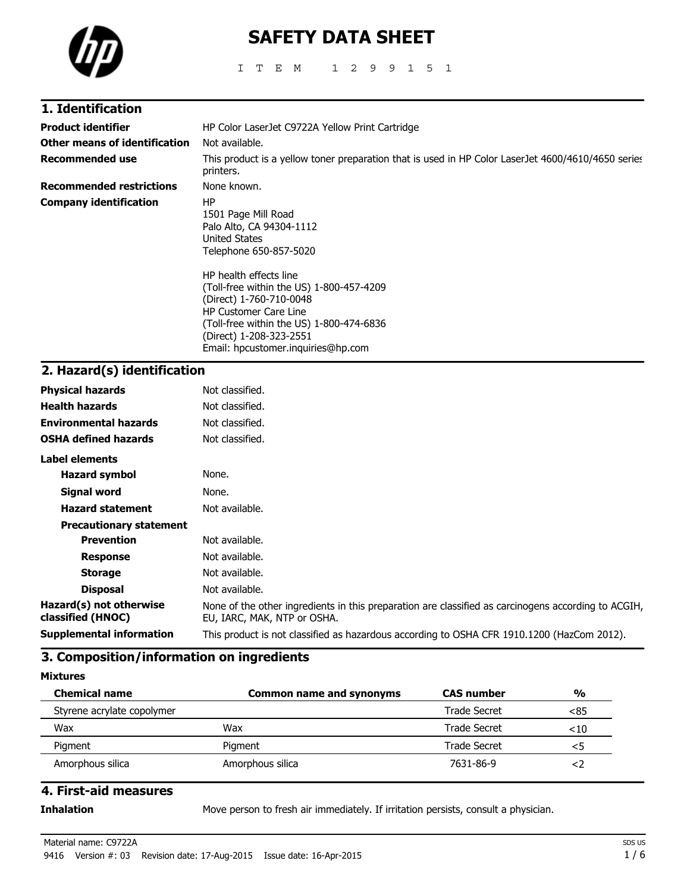# SAFETY DATA SHEET

I T E M 1 2 9 9 1 5 1

## 1. Identification

**Product identifier** HP Color LaserJet C9722A Yellow Print Cartridge

**Other means of identification** Not available.

**Recommended use** This product is a yellow toner preparation that is used in HP Color LaserJet 4600/4610/4650 series printers.

**Recommended restrictions** None known.

**Company identification** HP
1501 Page Mill Road
Palo Alto, CA 94304-1112
United States
Telephone 650-857-5020

HP health effects line
(Toll-free within the US) 1-800-457-4209
(Direct) 1-760-710-0048
HP Customer Care Line
(Toll-free within the US) 1-800-474-6836
(Direct) 1-208-323-2551
Email: hpcustomer.inquiries@hp.com

## 2. Hazard(s) identification

**Physical hazards** Not classified.

**Health hazards** Not classified.

**Environmental hazards** Not classified.

**OSHA defined hazards** Not classified.

**Label elements**

- **Hazard symbol** None.
- **Signal word** None.
- **Hazard statement** Not available.
- **Precautionary statement**
  - **Prevention** Not available.
  - **Response** Not available.
  - **Storage** Not available.
  - **Disposal** Not available.

**Hazard(s) not otherwise classified (HNOC)** None of the other ingredients in this preparation are classified as carcinogens according to ACGIH, EU, IARC, MAK, NTP or OSHA.

**Supplemental information** This product is not classified as hazardous according to OSHA CFR 1910.1200 (HazCom 2012).

## 3. Composition/information on ingredients

**Mixtures**

| Chemical name | Common name and synonyms | CAS number | % |
|---|---|---|---|
| Styrene acrylate copolymer | | Trade Secret | <85 |
| Wax | Wax | Trade Secret | <10 |
| Pigment | Pigment | Trade Secret | <5 |
| Amorphous silica | Amorphous silica | 7631-86-9 | <2 |

## 4. First-aid measures

**Inhalation** Move person to fresh air immediately. If irritation persists, consult a physician.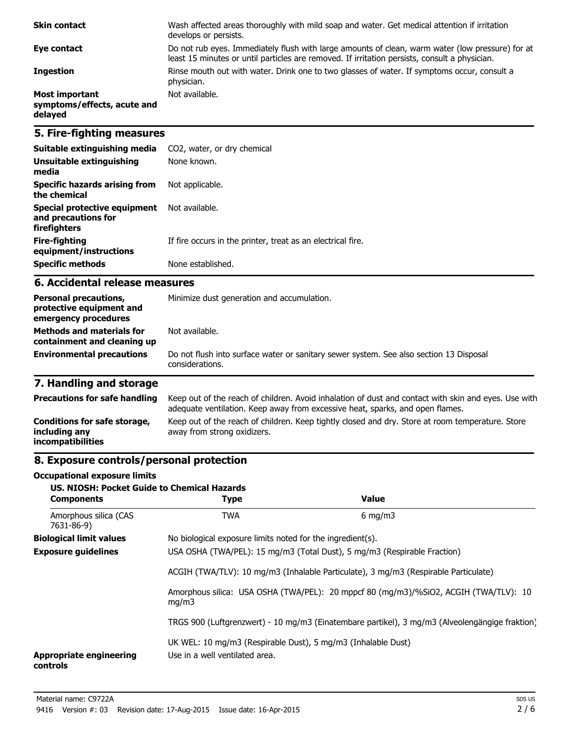| | |
|---|---|
| **Skin contact** | Wash affected areas thoroughly with mild soap and water. Get medical attention if irritation develops or persists. |
| **Eye contact** | Do not rub eyes. Immediately flush with large amounts of clean, warm water (low pressure) for at least 15 minutes or until particles are removed. If irritation persists, consult a physician. |
| **Ingestion** | Rinse mouth out with water. Drink one to two glasses of water. If symptoms occur, consult a physician. |
| **Most important symptoms/effects, acute and delayed** | Not available. |

## 5. Fire-fighting measures

| | |
|---|---|
| **Suitable extinguishing media** | $CO_2$, water, or dry chemical |
| **Unsuitable extinguishing media** | None known. |
| **Specific hazards arising from the chemical** | Not applicable. |
| **Special protective equipment and precautions for firefighters** | Not available. |
| **Fire-fighting equipment/instructions** | If fire occurs in the printer, treat as an electrical fire. |
| **Specific methods** | None established. |

## 6. Accidental release measures

| | |
|---|---|
| **Personal precautions, protective equipment and emergency procedures** | Minimize dust generation and accumulation. |
| **Methods and materials for containment and cleaning up** | Not available. |
| **Environmental precautions** | Do not flush into surface water or sanitary sewer system. See also section 13 Disposal considerations. |

## 7. Handling and storage

| | |
|---|---|
| **Precautions for safe handling** | Keep out of the reach of children. Avoid inhalation of dust and contact with skin and eyes. Use with adequate ventilation. Keep away from excessive heat, sparks, and open flames. |
| **Conditions for safe storage, including any incompatibilities** | Keep out of the reach of children. Keep tightly closed and dry. Store at room temperature. Store away from strong oxidizers. |

## 8. Exposure controls/personal protection

**Occupational exposure limits**

**US. NIOSH: Pocket Guide to Chemical Hazards**

| Components | Type | Value |
|---|---|---|
| Amorphous silica (CAS 7631-86-9) | TWA | 6 mg/m3 |

**Biological limit values**: No biological exposure limits noted for the ingredient(s).

**Exposure guidelines**:

USA OSHA (TWA/PEL): 15 mg/m3 (Total Dust), 5 mg/m3 (Respirable Fraction)

ACGIH (TWA/TLV): 10 mg/m3 (Inhalable Particulate), 3 mg/m3 (Respirable Particulate)

Amorphous silica: USA OSHA (TWA/PEL): 20 mppcf 80 (mg/m3)/%SiO2, ACGIH (TWA/TLV): 10 mg/m3

TRGS 900 (Luftgrenzwert) - 10 mg/m3 (Einatembare partikel), 3 mg/m3 (Alveolengängige fraktion)

UK WEL: 10 mg/m3 (Respirable Dust), 5 mg/m3 (Inhalable Dust)

**Appropriate engineering controls**: Use in a well ventilated area.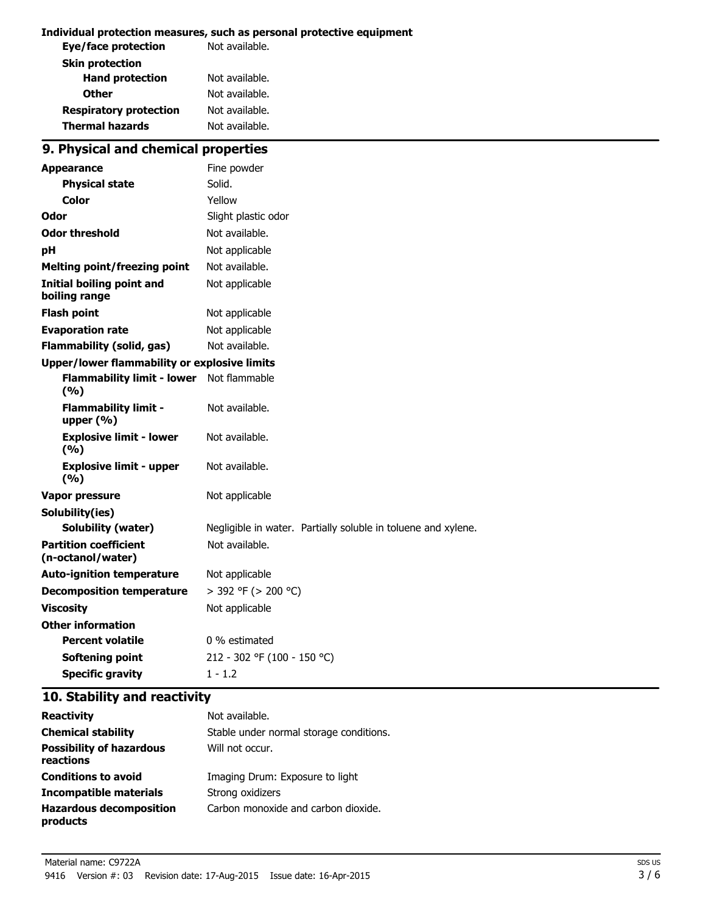**Individual protection measures, such as personal protective equipment**

| | |
|---|---|
| **Eye/face protection** | Not available. |
| **Skin protection** | |
| **Hand protection** | Not available. |
| **Other** | Not available. |
| **Respiratory protection** | Not available. |
| **Thermal hazards** | Not available. |

## 9. Physical and chemical properties

| | |
|---|---|
| **Appearance** | Fine powder |
| **Physical state** | Solid. |
| **Color** | Yellow |
| **Odor** | Slight plastic odor |
| **Odor threshold** | Not available. |
| **pH** | Not applicable |
| **Melting point/freezing point** | Not available. |
| **Initial boiling point and boiling range** | Not applicable |
| **Flash point** | Not applicable |
| **Evaporation rate** | Not applicable |
| **Flammability (solid, gas)** | Not available. |
| **Upper/lower flammability or explosive limits** | |
| **Flammability limit - lower (%)** | Not flammable |
| **Flammability limit - upper (%)** | Not available. |
| **Explosive limit - lower (%)** | Not available. |
| **Explosive limit - upper (%)** | Not available. |
| **Vapor pressure** | Not applicable |
| **Solubility(ies)** | |
| **Solubility (water)** | Negligible in water. Partially soluble in toluene and xylene. |
| **Partition coefficient (n-octanol/water)** | Not available. |
| **Auto-ignition temperature** | Not applicable |
| **Decomposition temperature** | > 392 °F (> 200 °C) |
| **Viscosity** | Not applicable |
| **Other information** | |
| **Percent volatile** | 0 % estimated |
| **Softening point** | 212 - 302 °F (100 - 150 °C) |
| **Specific gravity** | 1 - 1.2 |

## 10. Stability and reactivity

| | |
|---|---|
| **Reactivity** | Not available. |
| **Chemical stability** | Stable under normal storage conditions. |
| **Possibility of hazardous reactions** | Will not occur. |
| **Conditions to avoid** | Imaging Drum: Exposure to light |
| **Incompatible materials** | Strong oxidizers |
| **Hazardous decomposition products** | Carbon monoxide and carbon dioxide. |

Material name: C9722A

9416 Version #: 03 Revision date: 17-Aug-2015 Issue date: 16-Apr-2015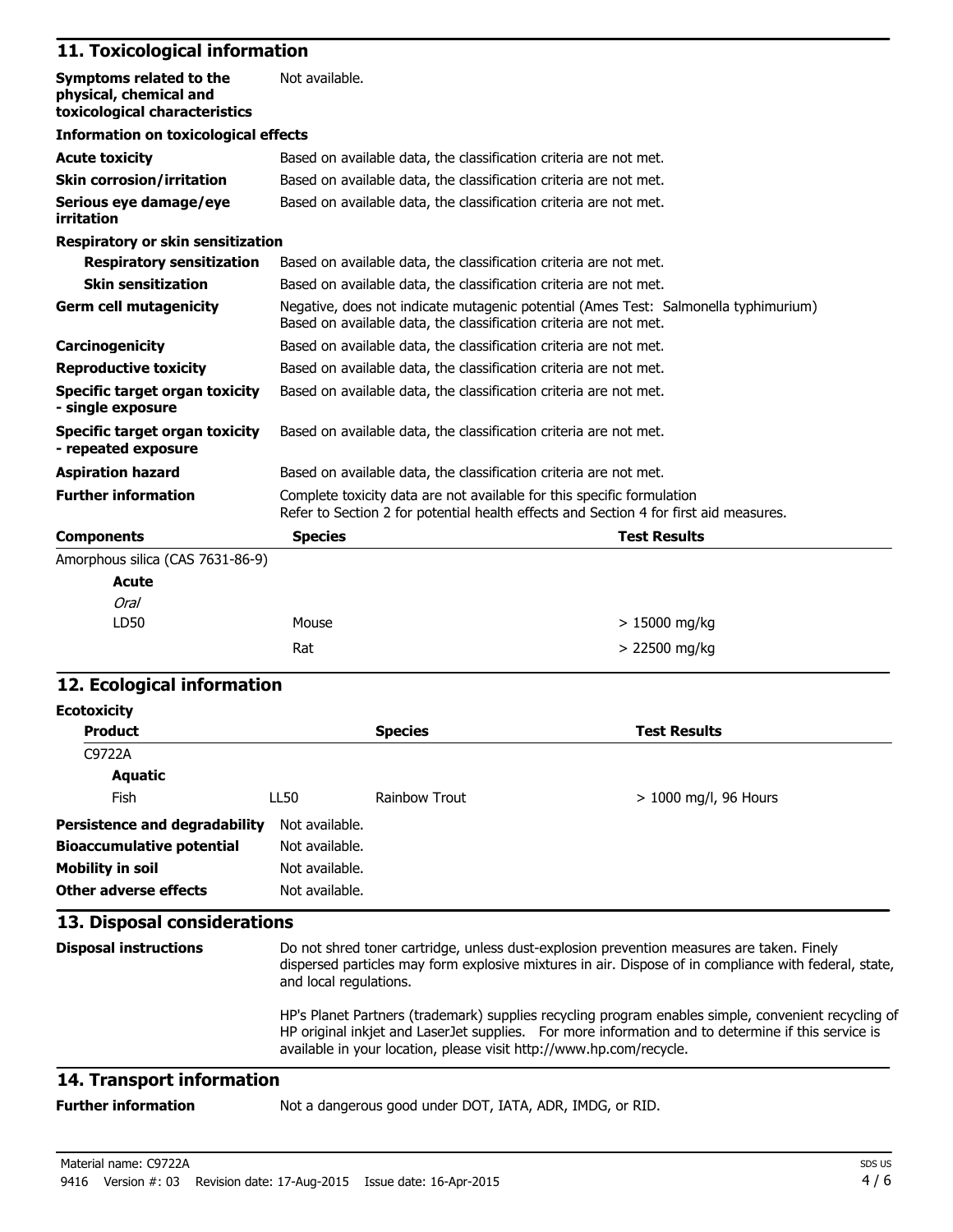## 11. Toxicological information

| | |
|---|---|
| **Symptoms related to the physical, chemical and toxicological characteristics** | Not available. |

**Information on toxicological effects**

| | |
|---|---|
| **Acute toxicity** | Based on available data, the classification criteria are not met. |
| **Skin corrosion/irritation** | Based on available data, the classification criteria are not met. |
| **Serious eye damage/eye irritation** | Based on available data, the classification criteria are not met. |

**Respiratory or skin sensitization**

| | |
|---|---|
| **Respiratory sensitization** | Based on available data, the classification criteria are not met. |
| **Skin sensitization** | Based on available data, the classification criteria are not met. |
| **Germ cell mutagenicity** | Negative, does not indicate mutagenic potential (Ames Test: Salmonella typhimurium) Based on available data, the classification criteria are not met. |
| **Carcinogenicity** | Based on available data, the classification criteria are not met. |
| **Reproductive toxicity** | Based on available data, the classification criteria are not met. |
| **Specific target organ toxicity - single exposure** | Based on available data, the classification criteria are not met. |
| **Specific target organ toxicity - repeated exposure** | Based on available data, the classification criteria are not met. |
| **Aspiration hazard** | Based on available data, the classification criteria are not met. |
| **Further information** | Complete toxicity data are not available for this specific formulation<br>Refer to Section 2 for potential health effects and Section 4 for first aid measures. |

| **Components** | **Species** | **Test Results** |
|---|---|---|
| Amorphous silica (CAS 7631-86-9) | | |
| **Acute** | | |
| *Oral* | | |
| LD50 | Mouse | > 15000 mg/kg |
| | Rat | > 22500 mg/kg |

## 12. Ecological information

**Ecotoxicity**

| **Product** | | **Species** | **Test Results** |
|---|---|---|---|
| C9722A | | | |
| **Aquatic** | | | |
| Fish | LL50 | Rainbow Trout | > 1000 mg/l, 96 Hours |

| | |
|---|---|
| **Persistence and degradability** | Not available. |
| **Bioaccumulative potential** | Not available. |
| **Mobility in soil** | Not available. |
| **Other adverse effects** | Not available. |

## 13. Disposal considerations

**Disposal instructions**

Do not shred toner cartridge, unless dust-explosion prevention measures are taken. Finely dispersed particles may form explosive mixtures in air. Dispose of in compliance with federal, state, and local regulations.

HP's Planet Partners (trademark) supplies recycling program enables simple, convenient recycling of HP original inkjet and LaserJet supplies. For more information and to determine if this service is available in your location, please visit http://www.hp.com/recycle.

## 14. Transport information

**Further information** Not a dangerous good under DOT, IATA, ADR, IMDG, or RID.

Material name: C9722A

9416 Version #: 03 Revision date: 17-Aug-2015 Issue date: 16-Apr-2015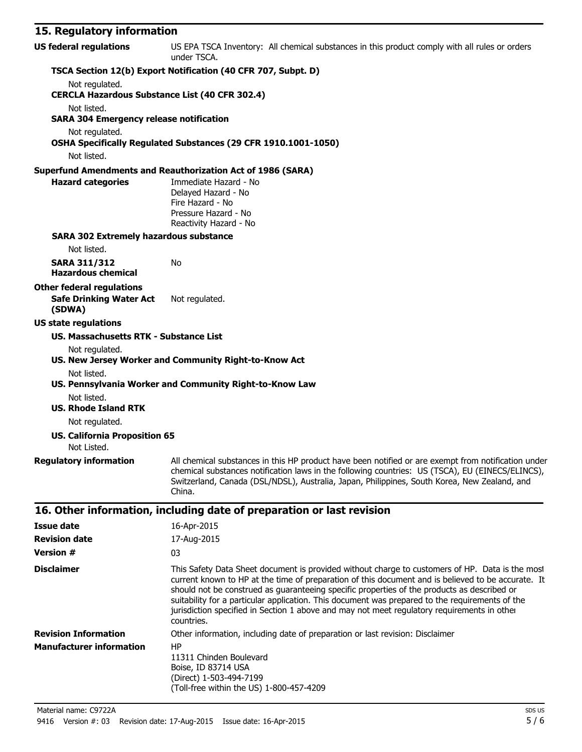## 15. Regulatory information

**US federal regulations** US EPA TSCA Inventory: All chemical substances in this product comply with all rules or orders under TSCA.

**TSCA Section 12(b) Export Notification (40 CFR 707, Subpt. D)**

Not regulated.

**CERCLA Hazardous Substance List (40 CFR 302.4)**

Not listed.

**SARA 304 Emergency release notification**

Not regulated.

**OSHA Specifically Regulated Substances (29 CFR 1910.1001-1050)**

Not listed.

**Superfund Amendments and Reauthorization Act of 1986 (SARA)**

**Hazard categories**
Immediate Hazard - No
Delayed Hazard - No
Fire Hazard - No
Pressure Hazard - No
Reactivity Hazard - No

**SARA 302 Extremely hazardous substance**

Not listed.

**SARA 311/312 Hazardous chemical** No

**Other federal regulations**

**Safe Drinking Water Act (SDWA)** Not regulated.

**US state regulations**

**US. Massachusetts RTK - Substance List**

Not regulated.

**US. New Jersey Worker and Community Right-to-Know Act**

Not listed.

**US. Pennsylvania Worker and Community Right-to-Know Law**

Not listed.

**US. Rhode Island RTK**

Not regulated.

**US. California Proposition 65**

Not Listed.

**Regulatory information** All chemical substances in this HP product have been notified or are exempt from notification under chemical substances notification laws in the following countries: US (TSCA), EU (EINECS/ELINCS), Switzerland, Canada (DSL/NDSL), Australia, Japan, Philippines, South Korea, New Zealand, and China.

## 16. Other information, including date of preparation or last revision

**Issue date** 16-Apr-2015

**Revision date** 17-Aug-2015

**Version #** 03

**Disclaimer** This Safety Data Sheet document is provided without charge to customers of HP. Data is the most current known to HP at the time of preparation of this document and is believed to be accurate. It should not be construed as guaranteeing specific properties of the products as described or suitability for a particular application. This document was prepared to the requirements of the jurisdiction specified in Section 1 above and may not meet regulatory requirements in other countries.

**Revision Information** Other information, including date of preparation or last revision: Disclaimer

**Manufacturer information**
HP
11311 Chinden Boulevard
Boise, ID 83714 USA
(Direct) 1-503-494-7199
(Toll-free within the US) 1-800-457-4209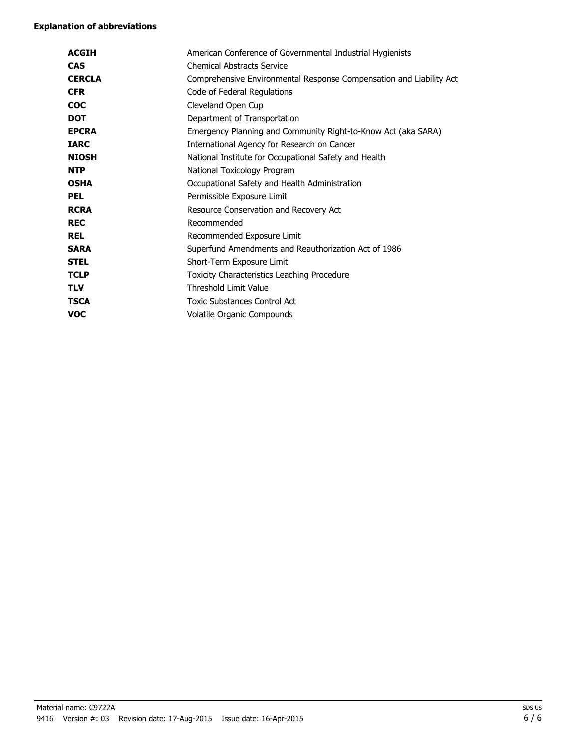**Explanation of abbreviations**

| | |
|---|---|
| **ACGIH** | American Conference of Governmental Industrial Hygienists |
| **CAS** | Chemical Abstracts Service |
| **CERCLA** | Comprehensive Environmental Response Compensation and Liability Act |
| **CFR** | Code of Federal Regulations |
| **COC** | Cleveland Open Cup |
| **DOT** | Department of Transportation |
| **EPCRA** | Emergency Planning and Community Right-to-Know Act (aka SARA) |
| **IARC** | International Agency for Research on Cancer |
| **NIOSH** | National Institute for Occupational Safety and Health |
| **NTP** | National Toxicology Program |
| **OSHA** | Occupational Safety and Health Administration |
| **PEL** | Permissible Exposure Limit |
| **RCRA** | Resource Conservation and Recovery Act |
| **REC** | Recommended |
| **REL** | Recommended Exposure Limit |
| **SARA** | Superfund Amendments and Reauthorization Act of 1986 |
| **STEL** | Short-Term Exposure Limit |
| **TCLP** | Toxicity Characteristics Leaching Procedure |
| **TLV** | Threshold Limit Value |
| **TSCA** | Toxic Substances Control Act |
| **VOC** | Volatile Organic Compounds |